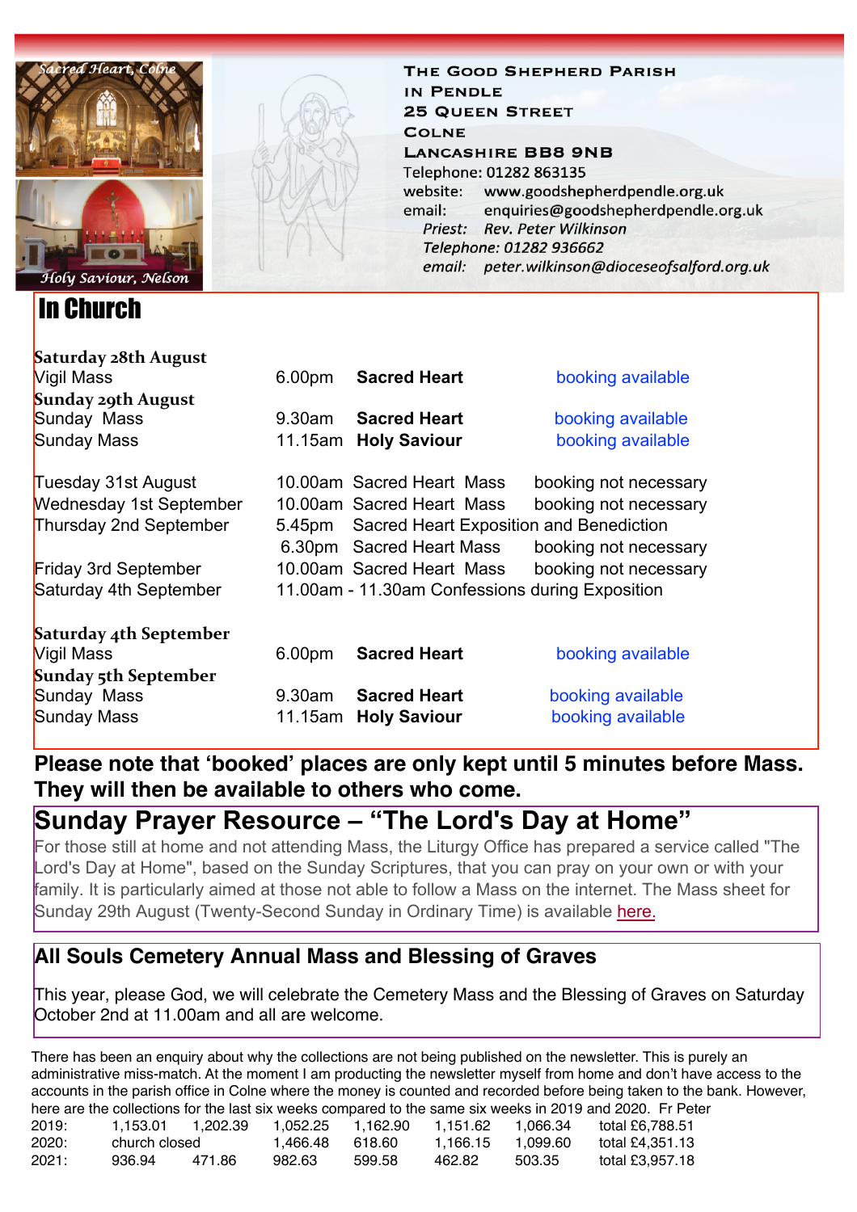Sacred Heart, Colne

Holy Saviour, Nelson

**THE GOOD SHEPHERD PARISH IN PENDLE**
**25 QUEEN STREET**
**COLNE**
**LANCASHIRE BB8 9NB**

Telephone: 01282 863135
website: www.goodshepherdpendle.org.uk
email: enquiries@goodshepherdpendle.org.uk
*Priest: Rev. Peter Wilkinson*
*Telephone: 01282 936662*
*email: peter.wilkinson@dioceseofsalford.org.uk*

# In Church

**Saturday 28th August**

| | | | |
|---|---|---|---|
| Vigil Mass | 6.00pm | **Sacred Heart** | booking available |

**Sunday 29th August**

| | | | |
|---|---|---|---|
| Sunday Mass | 9.30am | **Sacred Heart** | booking available |
| Sunday Mass | 11.15am | **Holy Saviour** | booking available |

| | | | |
|---|---|---|---|
| Tuesday 31st August | 10.00am | Sacred Heart Mass | booking not necessary |
| Wednesday 1st September | 10.00am | Sacred Heart Mass | booking not necessary |
| Thursday 2nd September | 5.45pm | Sacred Heart Exposition and Benediction | |
| | 6.30pm | Sacred Heart Mass | booking not necessary |
| Friday 3rd September | 10.00am | Sacred Heart Mass | booking not necessary |
| Saturday 4th September | 11.00am - 11.30am Confessions during Exposition | | |

**Saturday 4th September**

| | | | |
|---|---|---|---|
| Vigil Mass | 6.00pm | **Sacred Heart** | booking available |

**Sunday 5th September**

| | | | |
|---|---|---|---|
| Sunday Mass | 9.30am | **Sacred Heart** | booking available |
| Sunday Mass | 11.15am | **Holy Saviour** | booking available |

**Please note that 'booked' places are only kept until 5 minutes before Mass. They will then be available to others who come.**

## Sunday Prayer Resource – "The Lord's Day at Home"

For those still at home and not attending Mass, the Liturgy Office has prepared a service called "The Lord's Day at Home", based on the Sunday Scriptures, that you can pray on your own or with your family. It is particularly aimed at those not able to follow a Mass on the internet. The Mass sheet for Sunday 29th August (Twenty-Second Sunday in Ordinary Time) is available here.

### All Souls Cemetery Annual Mass and Blessing of Graves

This year, please God, we will celebrate the Cemetery Mass and the Blessing of Graves on Saturday October 2nd at 11.00am and all are welcome.

There has been an enquiry about why the collections are not being published on the newsletter. This is purely an administrative miss-match. At the moment I am producting the newsletter myself from home and don't have access to the accounts in the parish office in Colne where the money is counted and recorded before being taken to the bank. However, here are the collections for the last six weeks compared to the same six weeks in 2019 and 2020. Fr Peter

| | | | | | | | |
|---|---|---|---|---|---|---|---|
| 2019: | 1,153.01 | 1,202.39 | 1,052.25 | 1,162.90 | 1,151.62 | 1,066.34 | total £6,788.51 |
| 2020: | church closed | | 1,466.48 | 618.60 | 1,166.15 | 1,099.60 | total £4,351.13 |
| 2021: | 936.94 | 471.86 | 982.63 | 599.58 | 462.82 | 503.35 | total £3,957.18 |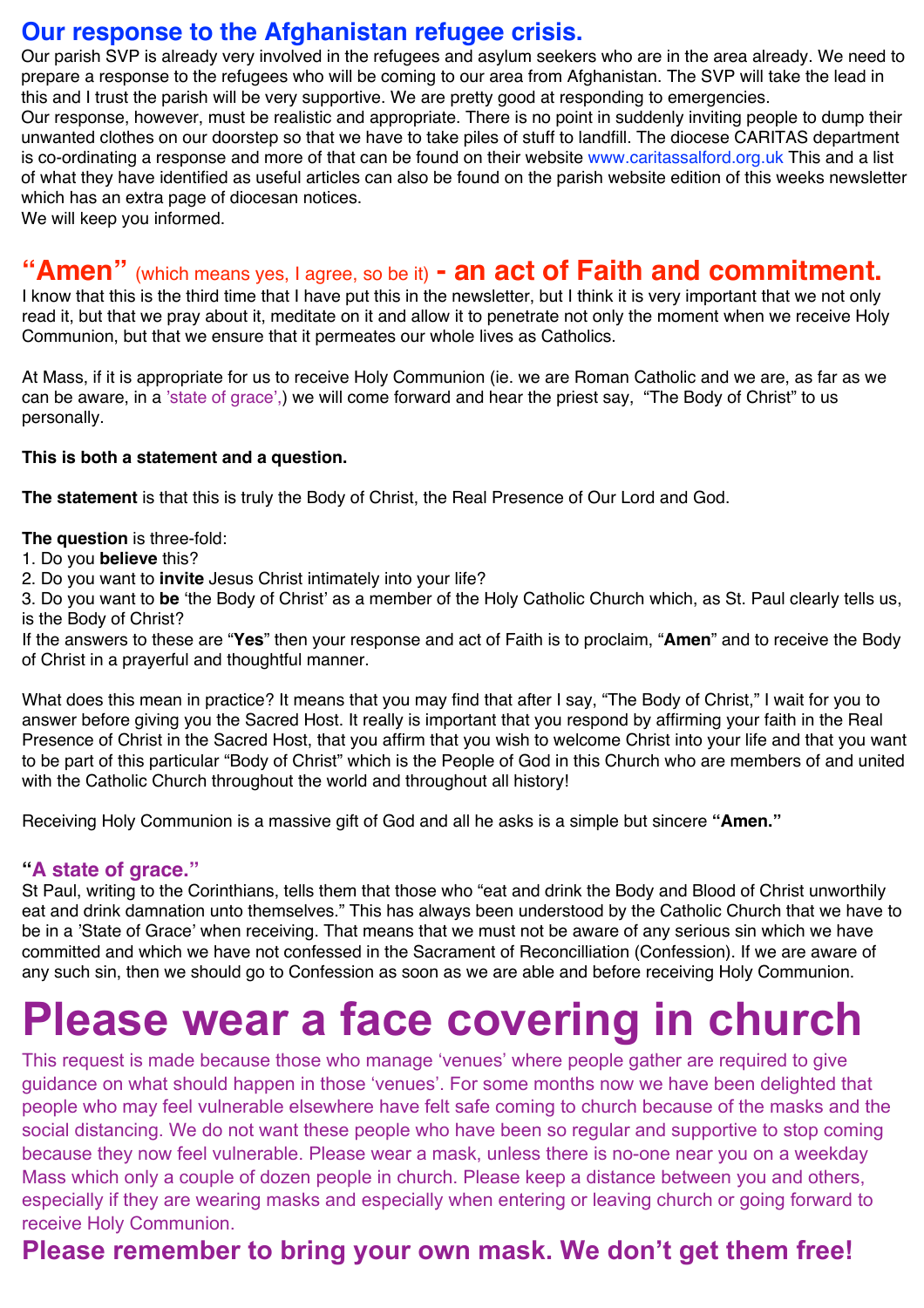## Our response to the Afghanistan refugee crisis.

Our parish SVP is already very involved in the refugees and asylum seekers who are in the area already. We need to prepare a response to the refugees who will be coming to our area from Afghanistan. The SVP will take the lead in this and I trust the parish will be very supportive. We are pretty good at responding to emergencies.
Our response, however, must be realistic and appropriate. There is no point in suddenly inviting people to dump their unwanted clothes on our doorstep so that we have to take piles of stuff to landfill. The diocese CARITAS department is co-ordinating a response and more of that can be found on their website www.caritassalford.org.uk This and a list of what they have identified as useful articles can also be found on the parish website edition of this weeks newsletter which has an extra page of diocesan notices.
We will keep you informed.

## "Amen" (which means yes, I agree, so be it) - an act of Faith and commitment.

I know that this is the third time that I have put this in the newsletter, but I think it is very important that we not only read it, but that we pray about it, meditate on it and allow it to penetrate not only the moment when we receive Holy Communion, but that we ensure that it permeates our whole lives as Catholics.

At Mass, if it is appropriate for us to receive Holy Communion (ie. we are Roman Catholic and we are, as far as we can be aware, in a 'state of grace',) we will come forward and hear the priest say, "The Body of Christ" to us personally.

**This is both a statement and a question.**

**The statement** is that this is truly the Body of Christ, the Real Presence of Our Lord and God.

**The question** is three-fold:
1. Do you **believe** this?
2. Do you want to **invite** Jesus Christ intimately into your life?
3. Do you want to **be** 'the Body of Christ' as a member of the Holy Catholic Church which, as St. Paul clearly tells us, is the Body of Christ?

If the answers to these are "**Yes**" then your response and act of Faith is to proclaim, "**Amen**" and to receive the Body of Christ in a prayerful and thoughtful manner.

What does this mean in practice? It means that you may find that after I say, "The Body of Christ," I wait for you to answer before giving you the Sacred Host. It really is important that you respond by affirming your faith in the Real Presence of Christ in the Sacred Host, that you affirm that you wish to welcome Christ into your life and that you want to be part of this particular "Body of Christ" which is the People of God in this Church who are members of and united with the Catholic Church throughout the world and throughout all history!

Receiving Holy Communion is a massive gift of God and all he asks is a simple but sincere **"Amen."**

### "A state of grace."

St Paul, writing to the Corinthians, tells them that those who "eat and drink the Body and Blood of Christ unworthily eat and drink damnation unto themselves." This has always been understood by the Catholic Church that we have to be in a 'State of Grace' when receiving. That means that we must not be aware of any serious sin which we have committed and which we have not confessed in the Sacrament of Reconcilliation (Confession). If we are aware of any such sin, then we should go to Confession as soon as we are able and before receiving Holy Communion.

# Please wear a face covering in church

This request is made because those who manage 'venues' where people gather are required to give guidance on what should happen in those 'venues'. For some months now we have been delighted that people who may feel vulnerable elsewhere have felt safe coming to church because of the masks and the social distancing. We do not want these people who have been so regular and supportive to stop coming because they now feel vulnerable. Please wear a mask, unless there is no-one near you on a weekday Mass which only a couple of dozen people in church. Please keep a distance between you and others, especially if they are wearing masks and especially when entering or leaving church or going forward to receive Holy Communion.

## Please remember to bring your own mask. We don't get them free!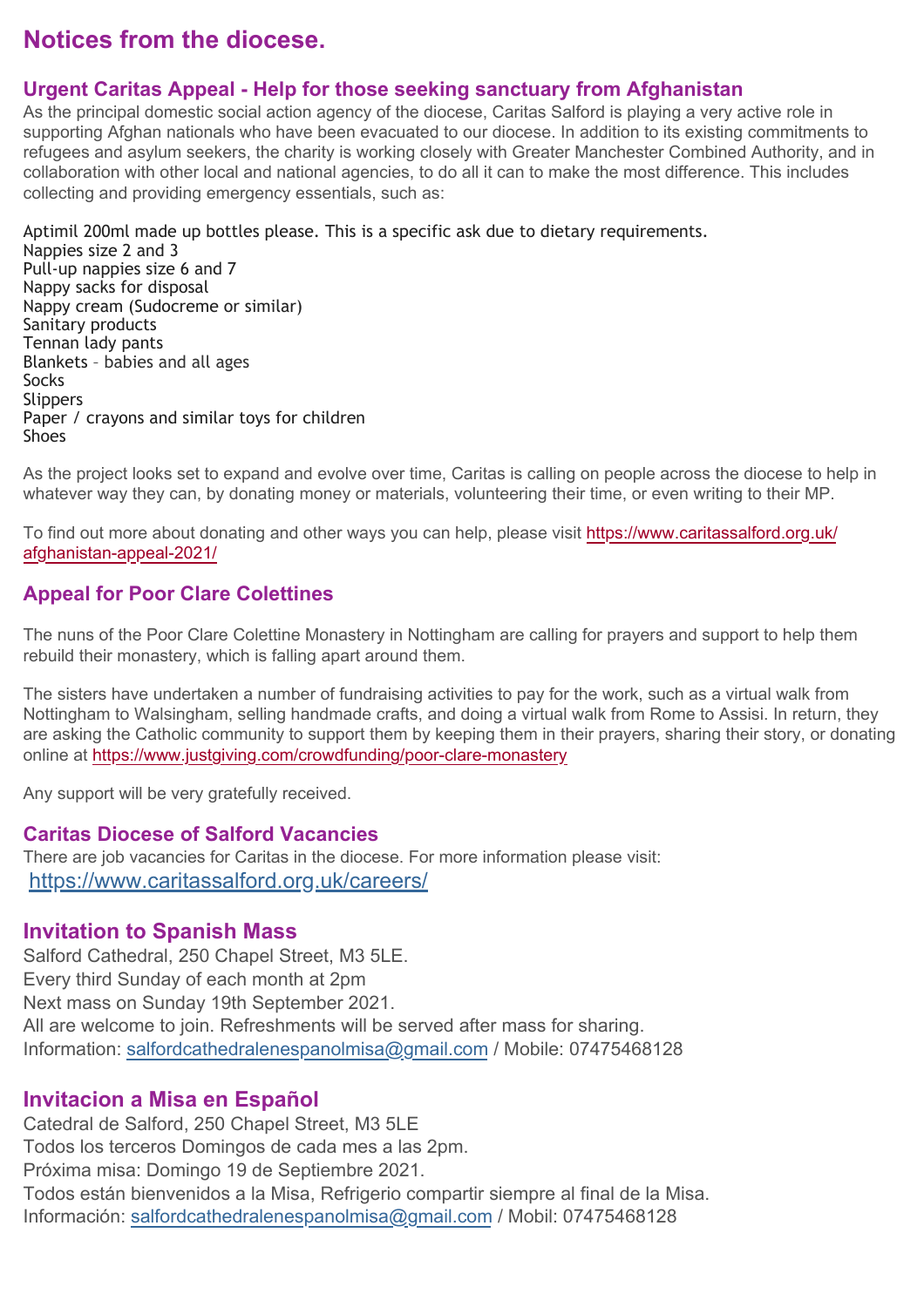# Notices from the diocese.

## Urgent Caritas Appeal - Help for those seeking sanctuary from Afghanistan

As the principal domestic social action agency of the diocese, Caritas Salford is playing a very active role in supporting Afghan nationals who have been evacuated to our diocese. In addition to its existing commitments to refugees and asylum seekers, the charity is working closely with Greater Manchester Combined Authority, and in collaboration with other local and national agencies, to do all it can to make the most difference. This includes collecting and providing emergency essentials, such as:

Aptimil 200ml made up bottles please. This is a specific ask due to dietary requirements.
Nappies size 2 and 3
Pull-up nappies size 6 and 7
Nappy sacks for disposal
Nappy cream (Sudocreme or similar)
Sanitary products
Tennan lady pants
Blankets – babies and all ages
Socks
Slippers
Paper / crayons and similar toys for children
Shoes

As the project looks set to expand and evolve over time, Caritas is calling on people across the diocese to help in whatever way they can, by donating money or materials, volunteering their time, or even writing to their MP.

To find out more about donating and other ways you can help, please visit https://www.caritassalford.org.uk/afghanistan-appeal-2021/

## Appeal for Poor Clare Colettines

The nuns of the Poor Clare Colettine Monastery in Nottingham are calling for prayers and support to help them rebuild their monastery, which is falling apart around them.

The sisters have undertaken a number of fundraising activities to pay for the work, such as a virtual walk from Nottingham to Walsingham, selling handmade crafts, and doing a virtual walk from Rome to Assisi. In return, they are asking the Catholic community to support them by keeping them in their prayers, sharing their story, or donating online at https://www.justgiving.com/crowdfunding/poor-clare-monastery

Any support will be very gratefully received.

## Caritas Diocese of Salford Vacancies

There are job vacancies for Caritas in the diocese. For more information please visit:
https://www.caritassalford.org.uk/careers/

## Invitation to Spanish Mass

Salford Cathedral, 250 Chapel Street, M3 5LE.
Every third Sunday of each month at 2pm
Next mass on Sunday 19th September 2021.
All are welcome to join. Refreshments will be served after mass for sharing.
Information: salfordcathedralenespanolmisa@gmail.com / Mobile: 07475468128

## Invitacion a Misa en Español

Catedral de Salford, 250 Chapel Street, M3 5LE
Todos los terceros Domingos de cada mes a las 2pm.
Próxima misa: Domingo 19 de Septiembre 2021.
Todos están bienvenidos a la Misa, Refrigerio compartir siempre al final de la Misa.
Información: salfordcathedralenespanolmisa@gmail.com / Mobil: 07475468128